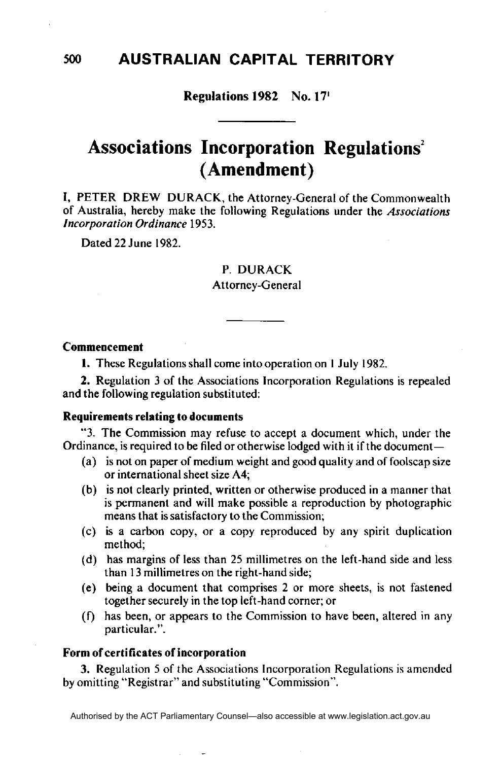# AUSTRALIAN CAPITAL TERRITORY

**Regulations 1982 No. 17**[1]

# Associations Incorporation Regulations[2] (Amendment)

I, PETER DREW DURACK, the Attorney-General of the Commonwealth of Australia, hereby make the following Regulations under the *Associations Incorporation Ordinance* 1953.

Dated 22 June 1982.

P. DURACK
Attorney-General

### Commencement

**1.** These Regulations shall come into operation on 1 July 1982.

**2.** Regulation 3 of the Associations Incorporation Regulations is repealed and the following regulation substituted:

### Requirements relating to documents

"3. The Commission may refuse to accept a document which, under the Ordinance, is required to be filed or otherwise lodged with it if the document—

- (a) is not on paper of medium weight and good quality and of foolscap size or international sheet size A4;
- (b) is not clearly printed, written or otherwise produced in a manner that is permanent and will make possible a reproduction by photographic means that is satisfactory to the Commission;
- (c) is a carbon copy, or a copy reproduced by any spirit duplication method;
- (d) has margins of less than 25 millimetres on the left-hand side and less than 13 millimetres on the right-hand side;
- (e) being a document that comprises 2 or more sheets, is not fastened together securely in the top left-hand corner; or
- (f) has been, or appears to the Commission to have been, altered in any particular.".

### Form of certificates of incorporation

**3.** Regulation 5 of the Associations Incorporation Regulations is amended by omitting "Registrar" and substituting "Commission".

Authorised by the ACT Parliamentary Counsel—also accessible at www.legislation.act.gov.au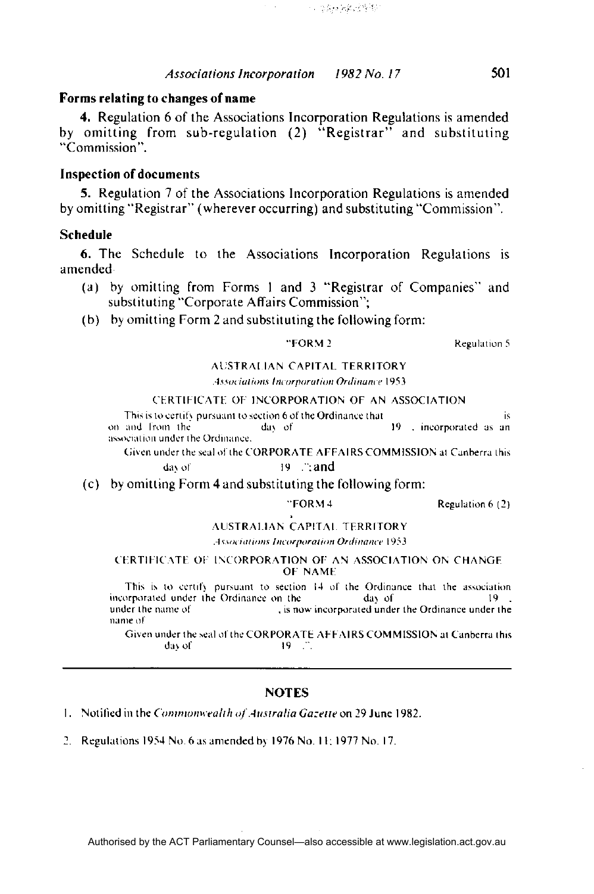## Forms relating to changes of name

**4.** Regulation 6 of the Associations Incorporation Regulations is amended by omitting from sub-regulation (2) "Registrar" and substituting "Commission".

## Inspection of documents

**5.** Regulation 7 of the Associations Incorporation Regulations is amended by omitting "Registrar" (wherever occurring) and substituting "Commission".

## Schedule

**6.** The Schedule to the Associations Incorporation Regulations is amended

(a) by omitting from Forms 1 and 3 "Registrar of Companies" and substituting "Corporate Affairs Commission";

(b) by omitting Form 2 and substituting the following form:

"FORM 2 Regulation 5

AUSTRALIAN CAPITAL TERRITORY

*Associations Incorporation Ordinance* 1953

CERTIFICATE OF INCORPORATION OF AN ASSOCIATION

This is to certify pursuant to section 6 of the Ordinance that is on and from the day of 19 , incorporated as an association under the Ordinance.

Given under the seal of the CORPORATE AFFAIRS COMMISSION at Canberra this day of 19 .": and

(c) by omitting Form 4 and substituting the following form:

"FORM 4 Regulation 6 (2)

AUSTRALIAN CAPITAL TERRITORY

*Associations Incorporation Ordinance* 1953

CERTIFICATE OF INCORPORATION OF AN ASSOCIATION ON CHANGE OF NAME

This is to certify pursuant to section 14 of the Ordinance that the association incorporated under the Ordinance on the day of 19 , under the name of , is now incorporated under the Ordinance under the name of

Given under the seal of the CORPORATE AFFAIRS COMMISSION at Canberra this day of 19 .".

---

## NOTES

1. Notified in the *Commonwealth of Australia Gazette* on 29 June 1982.

2. Regulations 1954 No. 6 as amended by 1976 No. 11; 1977 No. 17.